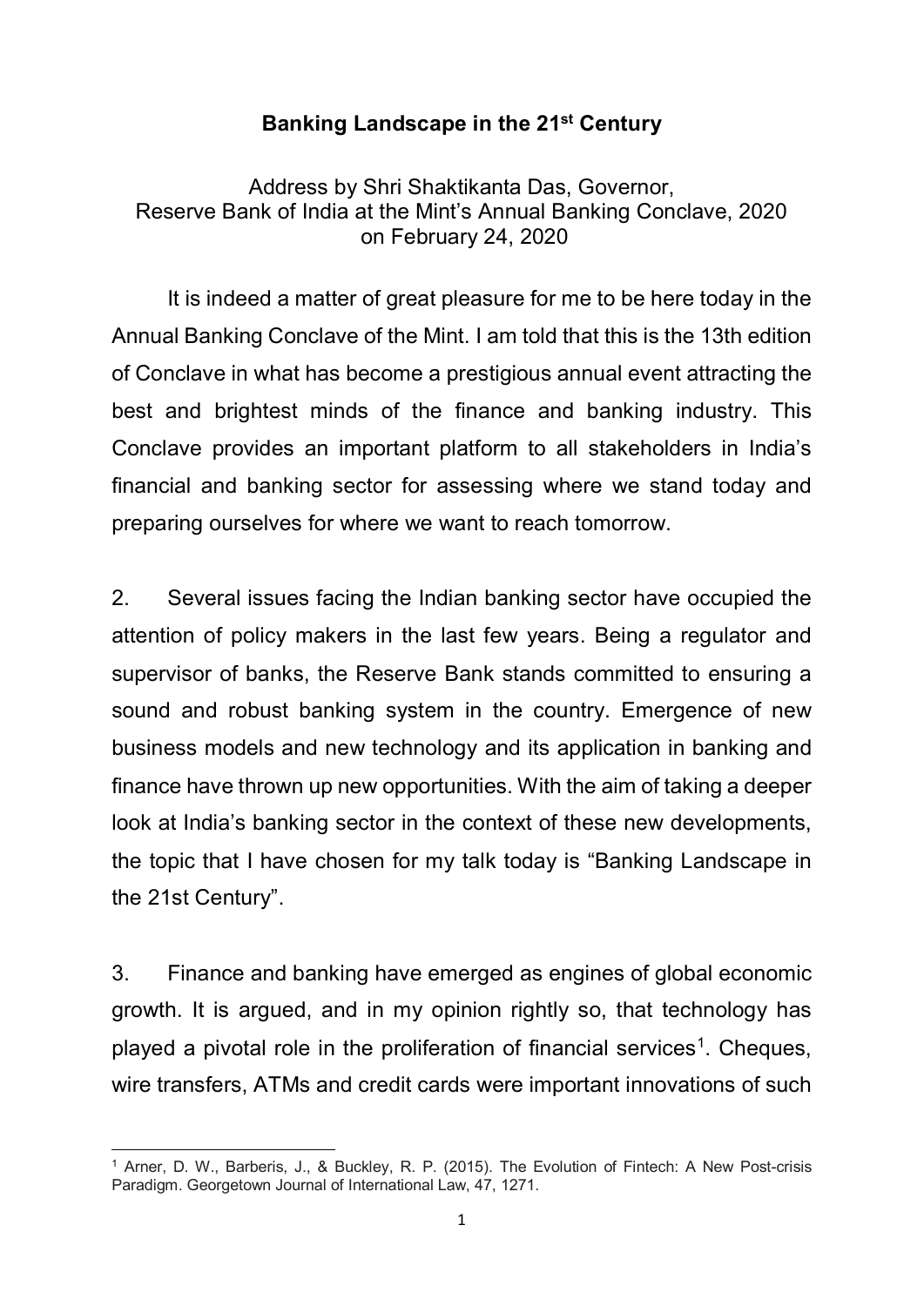# Banking Landscape in the 21st Century

Address by Shri Shaktikanta Das, Governor,
Reserve Bank of India at the Mint's Annual Banking Conclave, 2020
on February 24, 2020

It is indeed a matter of great pleasure for me to be here today in the Annual Banking Conclave of the Mint. I am told that this is the 13th edition of Conclave in what has become a prestigious annual event attracting the best and brightest minds of the finance and banking industry. This Conclave provides an important platform to all stakeholders in India's financial and banking sector for assessing where we stand today and preparing ourselves for where we want to reach tomorrow.

2. Several issues facing the Indian banking sector have occupied the attention of policy makers in the last few years. Being a regulator and supervisor of banks, the Reserve Bank stands committed to ensuring a sound and robust banking system in the country. Emergence of new business models and new technology and its application in banking and finance have thrown up new opportunities. With the aim of taking a deeper look at India's banking sector in the context of these new developments, the topic that I have chosen for my talk today is "Banking Landscape in the 21st Century".

3. Finance and banking have emerged as engines of global economic growth. It is argued, and in my opinion rightly so, that technology has played a pivotal role in the proliferation of financial services[1]. Cheques, wire transfers, ATMs and credit cards were important innovations of such

---

[1] Arner, D. W., Barberis, J., & Buckley, R. P. (2015). The Evolution of Fintech: A New Post-crisis Paradigm. Georgetown Journal of International Law, 47, 1271.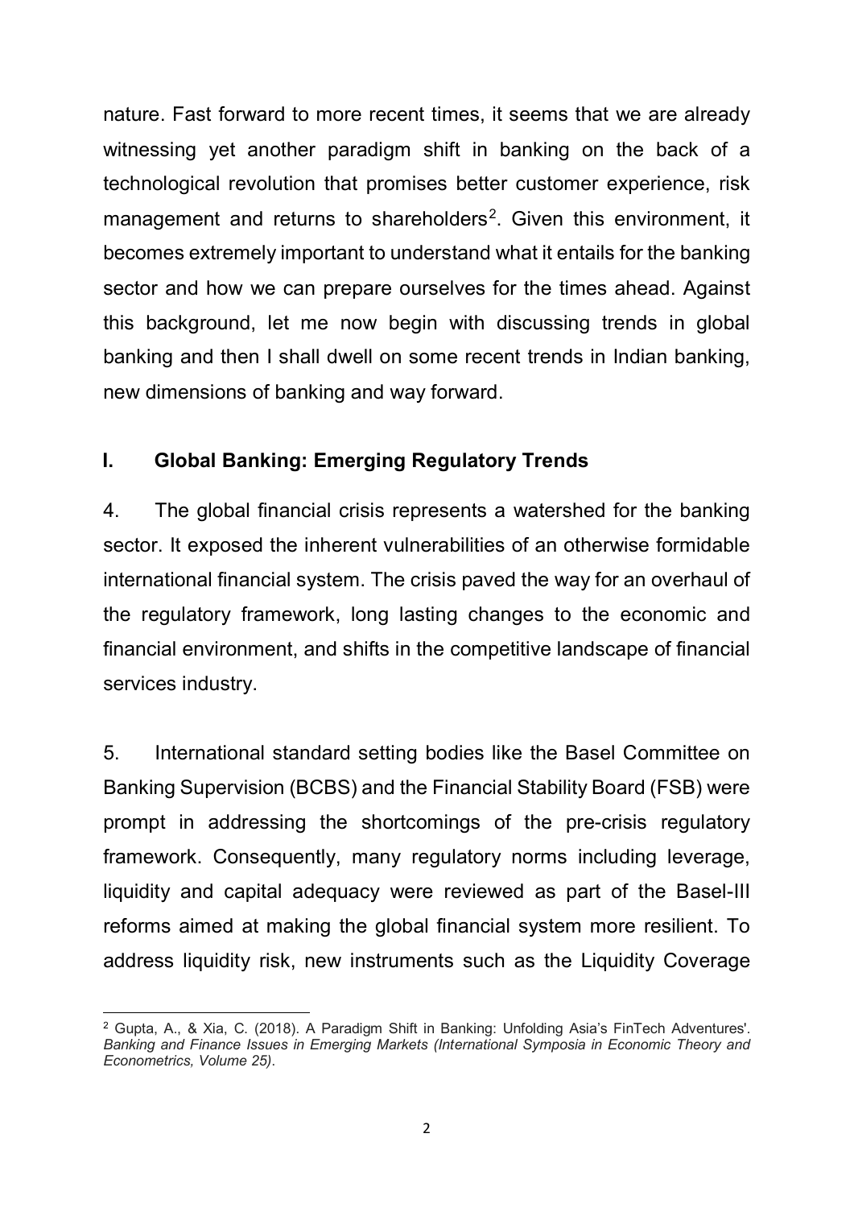nature. Fast forward to more recent times, it seems that we are already witnessing yet another paradigm shift in banking on the back of a technological revolution that promises better customer experience, risk management and returns to shareholders[2]. Given this environment, it becomes extremely important to understand what it entails for the banking sector and how we can prepare ourselves for the times ahead. Against this background, let me now begin with discussing trends in global banking and then I shall dwell on some recent trends in Indian banking, new dimensions of banking and way forward.

## I. Global Banking: Emerging Regulatory Trends

4. The global financial crisis represents a watershed for the banking sector. It exposed the inherent vulnerabilities of an otherwise formidable international financial system. The crisis paved the way for an overhaul of the regulatory framework, long lasting changes to the economic and financial environment, and shifts in the competitive landscape of financial services industry.

5. International standard setting bodies like the Basel Committee on Banking Supervision (BCBS) and the Financial Stability Board (FSB) were prompt in addressing the shortcomings of the pre-crisis regulatory framework. Consequently, many regulatory norms including leverage, liquidity and capital adequacy were reviewed as part of the Basel-III reforms aimed at making the global financial system more resilient. To address liquidity risk, new instruments such as the Liquidity Coverage

[2] Gupta, A., & Xia, C. (2018). A Paradigm Shift in Banking: Unfolding Asia's FinTech Adventures'. *Banking and Finance Issues in Emerging Markets (International Symposia in Economic Theory and Econometrics, Volume 25)*.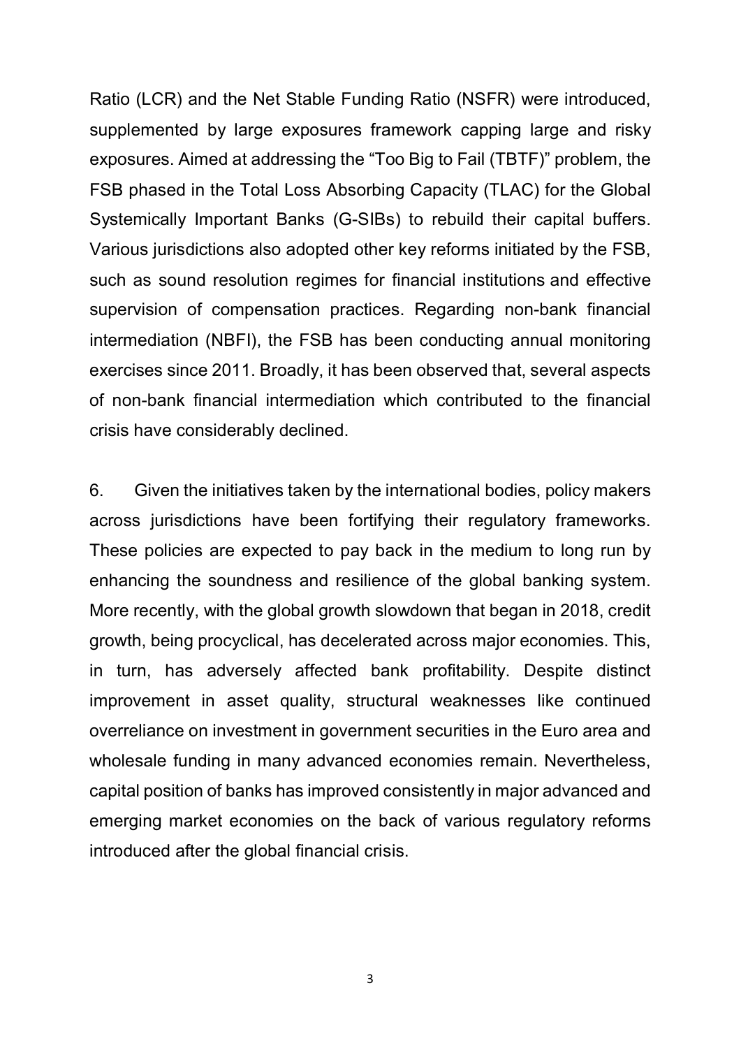Ratio (LCR) and the Net Stable Funding Ratio (NSFR) were introduced, supplemented by large exposures framework capping large and risky exposures. Aimed at addressing the "Too Big to Fail (TBTF)" problem, the FSB phased in the Total Loss Absorbing Capacity (TLAC) for the Global Systemically Important Banks (G-SIBs) to rebuild their capital buffers. Various jurisdictions also adopted other key reforms initiated by the FSB, such as sound resolution regimes for financial institutions and effective supervision of compensation practices. Regarding non-bank financial intermediation (NBFI), the FSB has been conducting annual monitoring exercises since 2011. Broadly, it has been observed that, several aspects of non-bank financial intermediation which contributed to the financial crisis have considerably declined.

6. Given the initiatives taken by the international bodies, policy makers across jurisdictions have been fortifying their regulatory frameworks. These policies are expected to pay back in the medium to long run by enhancing the soundness and resilience of the global banking system. More recently, with the global growth slowdown that began in 2018, credit growth, being procyclical, has decelerated across major economies. This, in turn, has adversely affected bank profitability. Despite distinct improvement in asset quality, structural weaknesses like continued overreliance on investment in government securities in the Euro area and wholesale funding in many advanced economies remain. Nevertheless, capital position of banks has improved consistently in major advanced and emerging market economies on the back of various regulatory reforms introduced after the global financial crisis.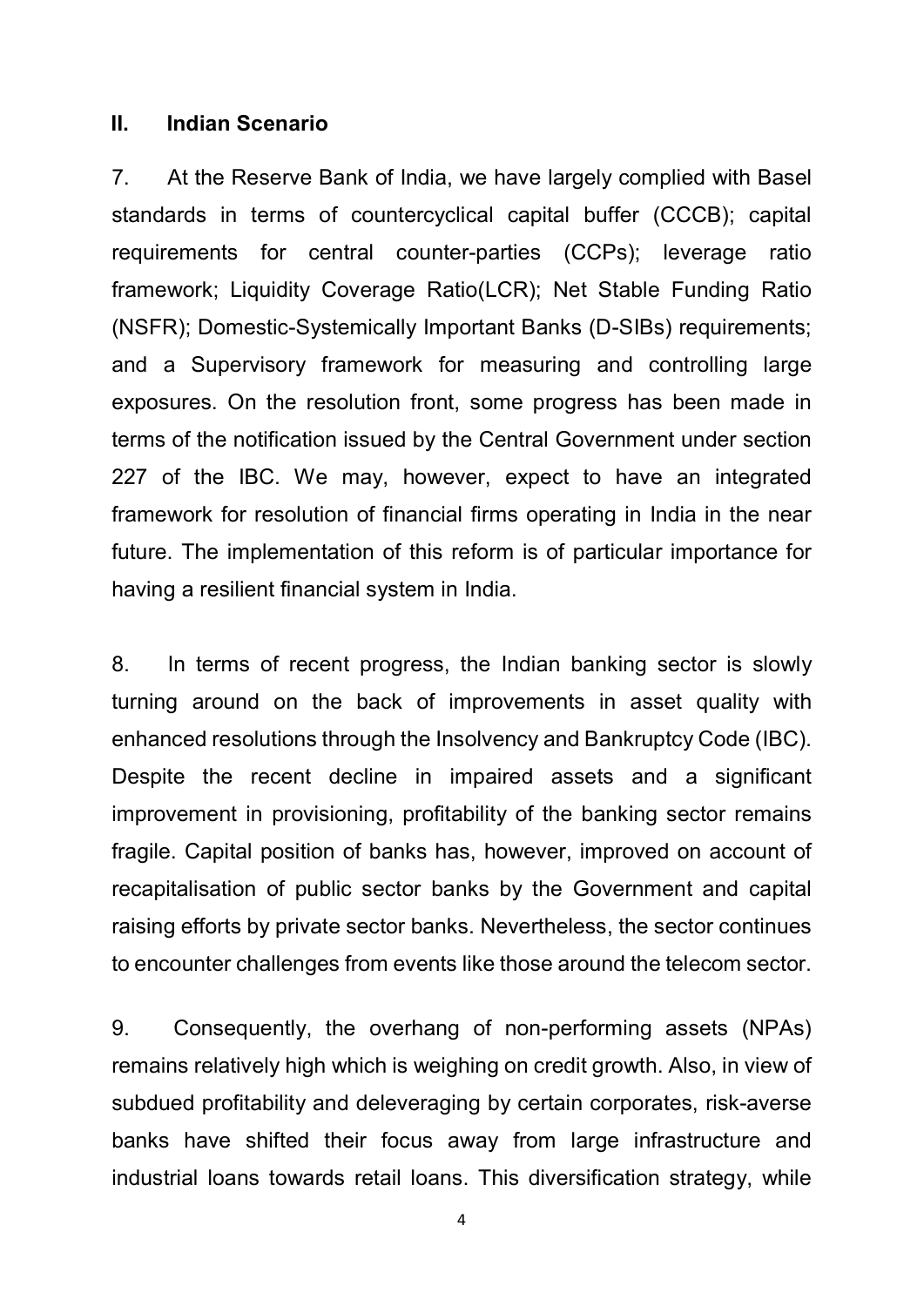## II. Indian Scenario

7. At the Reserve Bank of India, we have largely complied with Basel standards in terms of countercyclical capital buffer (CCCB); capital requirements for central counter-parties (CCPs); leverage ratio framework; Liquidity Coverage Ratio(LCR); Net Stable Funding Ratio (NSFR); Domestic-Systemically Important Banks (D-SIBs) requirements; and a Supervisory framework for measuring and controlling large exposures. On the resolution front, some progress has been made in terms of the notification issued by the Central Government under section 227 of the IBC. We may, however, expect to have an integrated framework for resolution of financial firms operating in India in the near future. The implementation of this reform is of particular importance for having a resilient financial system in India.

8. In terms of recent progress, the Indian banking sector is slowly turning around on the back of improvements in asset quality with enhanced resolutions through the Insolvency and Bankruptcy Code (IBC). Despite the recent decline in impaired assets and a significant improvement in provisioning, profitability of the banking sector remains fragile. Capital position of banks has, however, improved on account of recapitalisation of public sector banks by the Government and capital raising efforts by private sector banks. Nevertheless, the sector continues to encounter challenges from events like those around the telecom sector.

9. Consequently, the overhang of non-performing assets (NPAs) remains relatively high which is weighing on credit growth. Also, in view of subdued profitability and deleveraging by certain corporates, risk-averse banks have shifted their focus away from large infrastructure and industrial loans towards retail loans. This diversification strategy, while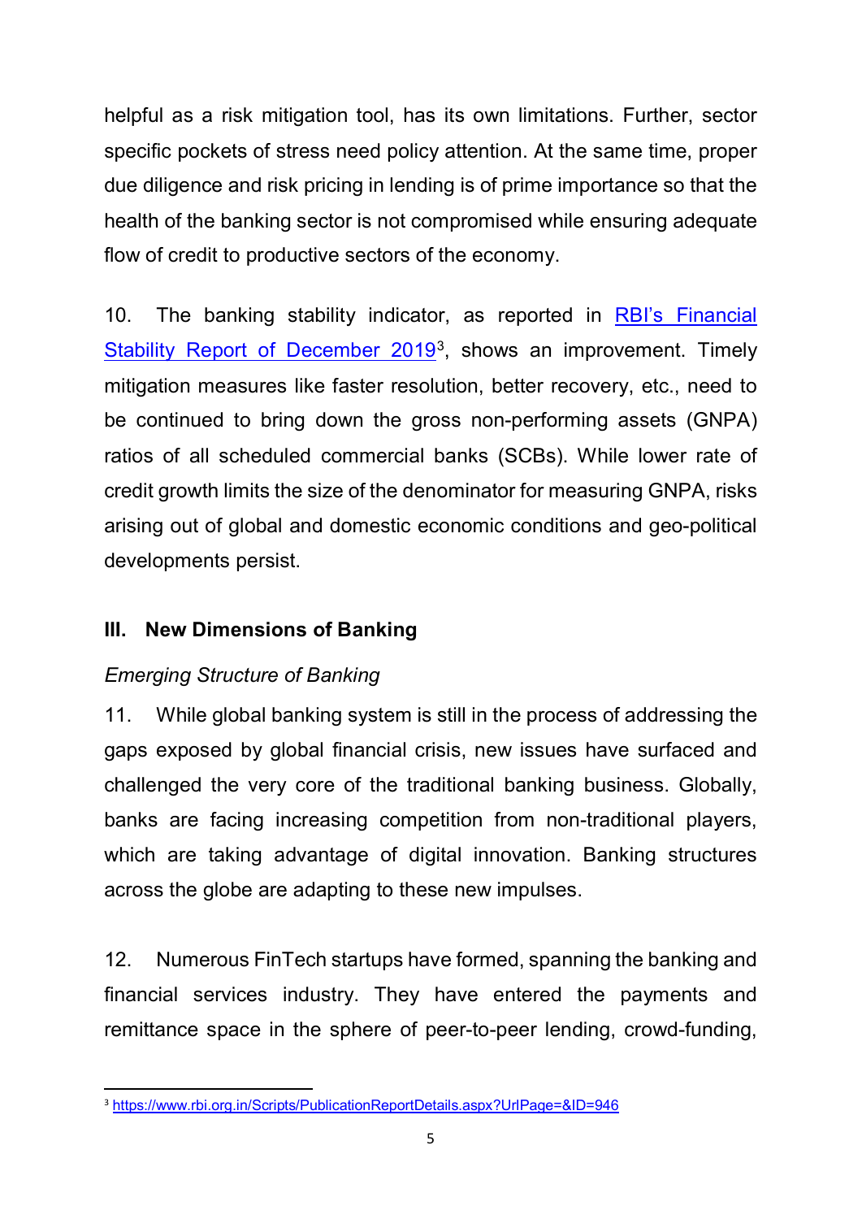helpful as a risk mitigation tool, has its own limitations. Further, sector specific pockets of stress need policy attention. At the same time, proper due diligence and risk pricing in lending is of prime importance so that the health of the banking sector is not compromised while ensuring adequate flow of credit to productive sectors of the economy.

10. The banking stability indicator, as reported in [RBI's Financial Stability Report of December 2019](https://www.rbi.org.in/Scripts/PublicationReportDetails.aspx?UrlPage=&ID=946)[3], shows an improvement. Timely mitigation measures like faster resolution, better recovery, etc., need to be continued to bring down the gross non-performing assets (GNPA) ratios of all scheduled commercial banks (SCBs). While lower rate of credit growth limits the size of the denominator for measuring GNPA, risks arising out of global and domestic economic conditions and geo-political developments persist.

## III. New Dimensions of Banking

*Emerging Structure of Banking*

11. While global banking system is still in the process of addressing the gaps exposed by global financial crisis, new issues have surfaced and challenged the very core of the traditional banking business. Globally, banks are facing increasing competition from non-traditional players, which are taking advantage of digital innovation. Banking structures across the globe are adapting to these new impulses.

12. Numerous FinTech startups have formed, spanning the banking and financial services industry. They have entered the payments and remittance space in the sphere of peer-to-peer lending, crowd-funding,

[3] https://www.rbi.org.in/Scripts/PublicationReportDetails.aspx?UrlPage=&ID=946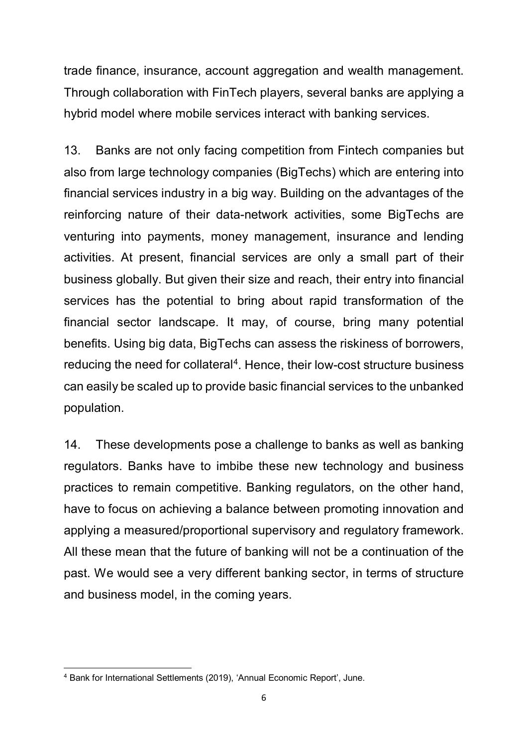trade finance, insurance, account aggregation and wealth management. Through collaboration with FinTech players, several banks are applying a hybrid model where mobile services interact with banking services.

13. Banks are not only facing competition from Fintech companies but also from large technology companies (BigTechs) which are entering into financial services industry in a big way. Building on the advantages of the reinforcing nature of their data-network activities, some BigTechs are venturing into payments, money management, insurance and lending activities. At present, financial services are only a small part of their business globally. But given their size and reach, their entry into financial services has the potential to bring about rapid transformation of the financial sector landscape. It may, of course, bring many potential benefits. Using big data, BigTechs can assess the riskiness of borrowers, reducing the need for collateral[4]. Hence, their low-cost structure business can easily be scaled up to provide basic financial services to the unbanked population.

14. These developments pose a challenge to banks as well as banking regulators. Banks have to imbibe these new technology and business practices to remain competitive. Banking regulators, on the other hand, have to focus on achieving a balance between promoting innovation and applying a measured/proportional supervisory and regulatory framework. All these mean that the future of banking will not be a continuation of the past. We would see a very different banking sector, in terms of structure and business model, in the coming years.

[4] Bank for International Settlements (2019), 'Annual Economic Report', June.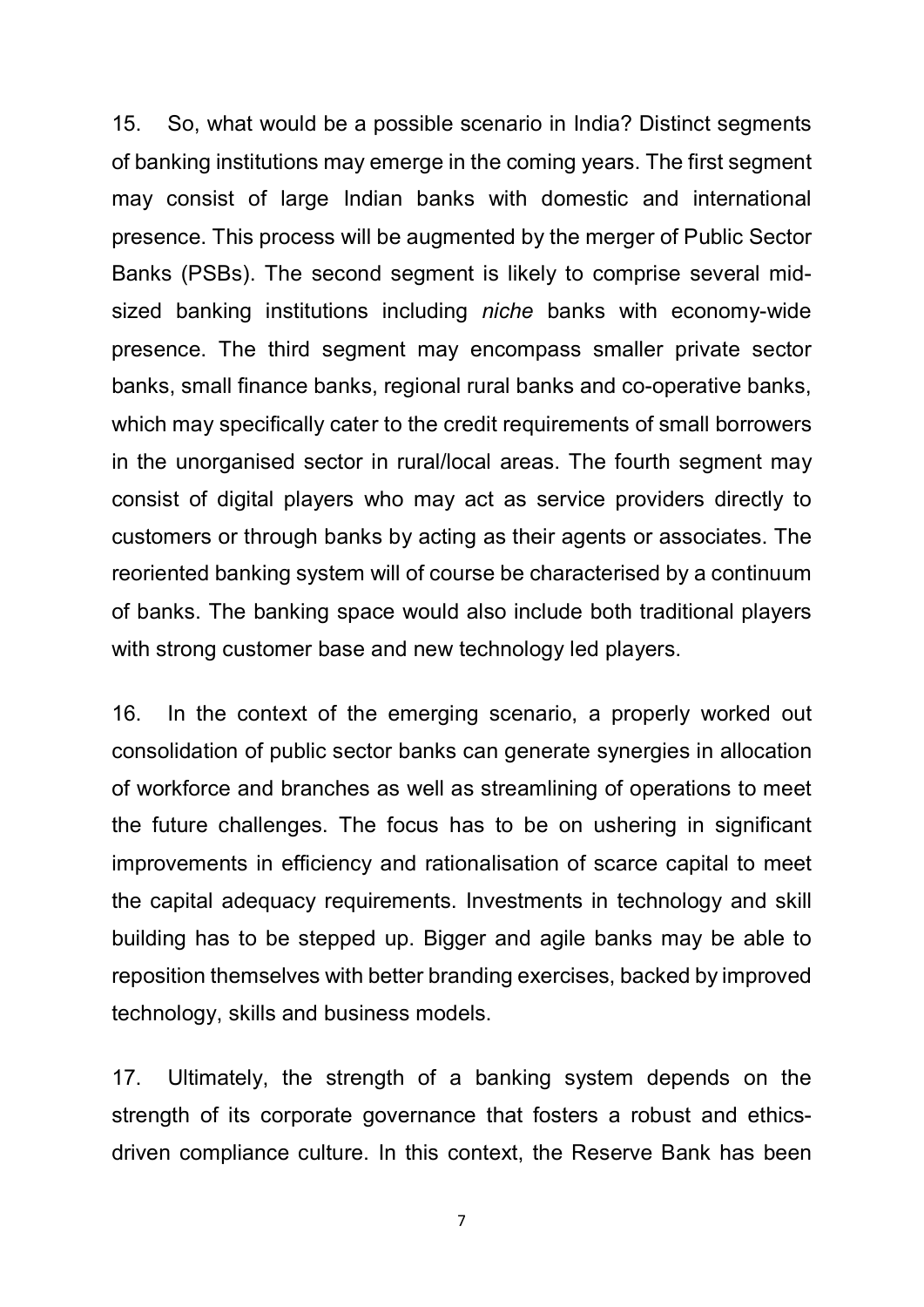15. So, what would be a possible scenario in India? Distinct segments of banking institutions may emerge in the coming years. The first segment may consist of large Indian banks with domestic and international presence. This process will be augmented by the merger of Public Sector Banks (PSBs). The second segment is likely to comprise several mid-sized banking institutions including *niche* banks with economy-wide presence. The third segment may encompass smaller private sector banks, small finance banks, regional rural banks and co-operative banks, which may specifically cater to the credit requirements of small borrowers in the unorganised sector in rural/local areas. The fourth segment may consist of digital players who may act as service providers directly to customers or through banks by acting as their agents or associates. The reoriented banking system will of course be characterised by a continuum of banks. The banking space would also include both traditional players with strong customer base and new technology led players.

16. In the context of the emerging scenario, a properly worked out consolidation of public sector banks can generate synergies in allocation of workforce and branches as well as streamlining of operations to meet the future challenges. The focus has to be on ushering in significant improvements in efficiency and rationalisation of scarce capital to meet the capital adequacy requirements. Investments in technology and skill building has to be stepped up. Bigger and agile banks may be able to reposition themselves with better branding exercises, backed by improved technology, skills and business models.

17. Ultimately, the strength of a banking system depends on the strength of its corporate governance that fosters a robust and ethics-driven compliance culture. In this context, the Reserve Bank has been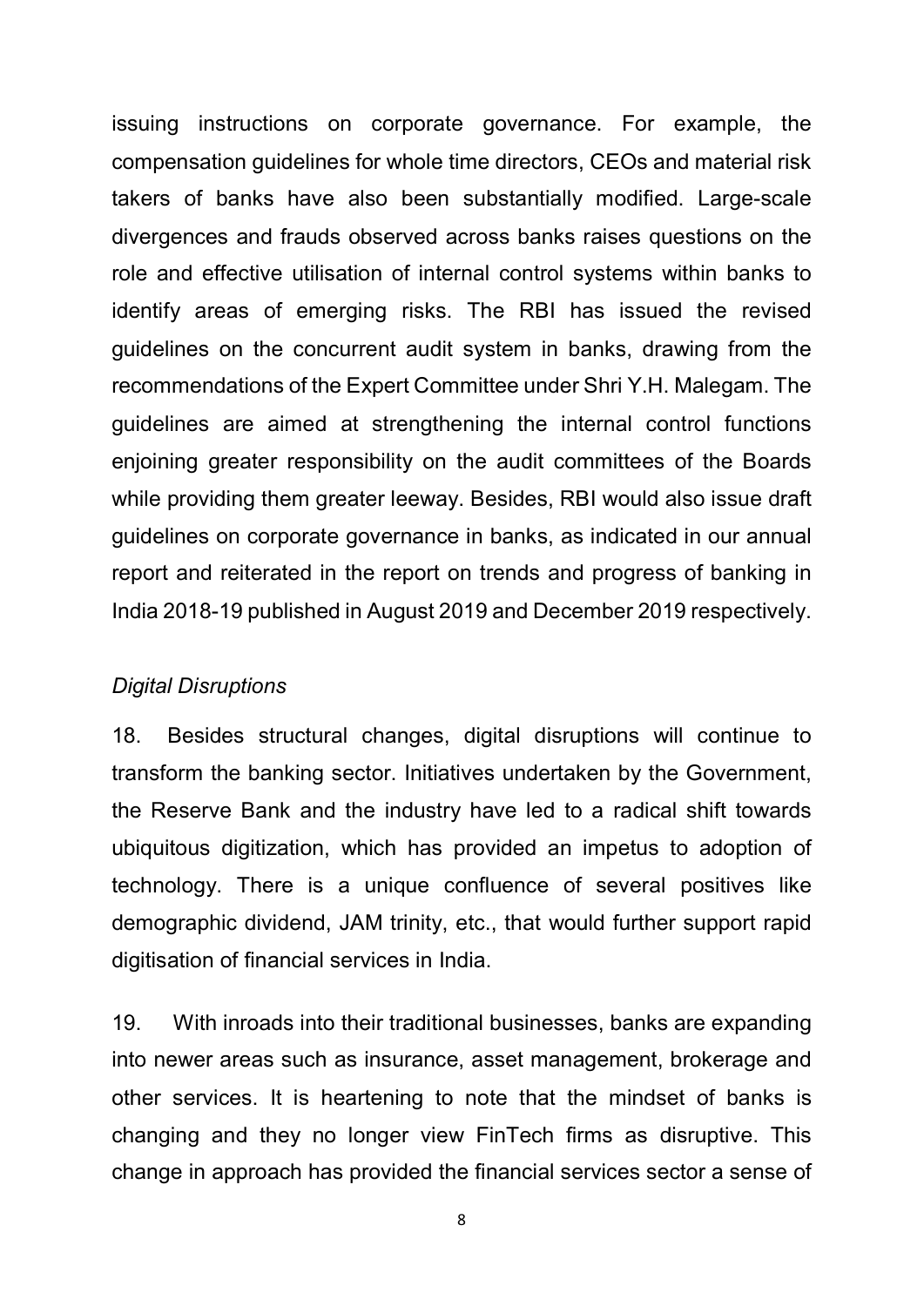issuing instructions on corporate governance. For example, the compensation guidelines for whole time directors, CEOs and material risk takers of banks have also been substantially modified. Large-scale divergences and frauds observed across banks raises questions on the role and effective utilisation of internal control systems within banks to identify areas of emerging risks. The RBI has issued the revised guidelines on the concurrent audit system in banks, drawing from the recommendations of the Expert Committee under Shri Y.H. Malegam. The guidelines are aimed at strengthening the internal control functions enjoining greater responsibility on the audit committees of the Boards while providing them greater leeway. Besides, RBI would also issue draft guidelines on corporate governance in banks, as indicated in our annual report and reiterated in the report on trends and progress of banking in India 2018-19 published in August 2019 and December 2019 respectively.

*Digital Disruptions*

18. Besides structural changes, digital disruptions will continue to transform the banking sector. Initiatives undertaken by the Government, the Reserve Bank and the industry have led to a radical shift towards ubiquitous digitization, which has provided an impetus to adoption of technology. There is a unique confluence of several positives like demographic dividend, JAM trinity, etc., that would further support rapid digitisation of financial services in India.

19. With inroads into their traditional businesses, banks are expanding into newer areas such as insurance, asset management, brokerage and other services. It is heartening to note that the mindset of banks is changing and they no longer view FinTech firms as disruptive. This change in approach has provided the financial services sector a sense of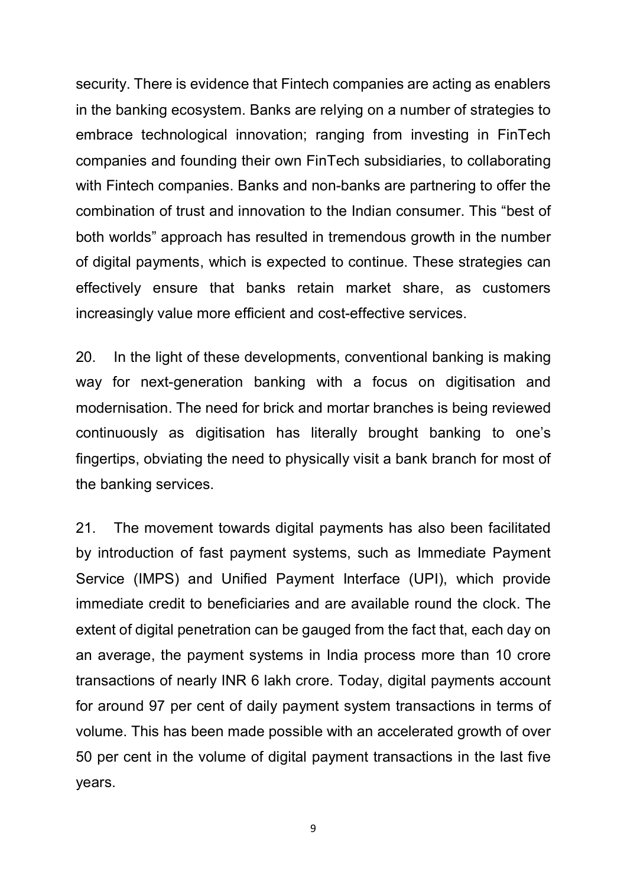security. There is evidence that Fintech companies are acting as enablers in the banking ecosystem. Banks are relying on a number of strategies to embrace technological innovation; ranging from investing in FinTech companies and founding their own FinTech subsidiaries, to collaborating with Fintech companies. Banks and non-banks are partnering to offer the combination of trust and innovation to the Indian consumer. This "best of both worlds" approach has resulted in tremendous growth in the number of digital payments, which is expected to continue. These strategies can effectively ensure that banks retain market share, as customers increasingly value more efficient and cost-effective services.

20. In the light of these developments, conventional banking is making way for next-generation banking with a focus on digitisation and modernisation. The need for brick and mortar branches is being reviewed continuously as digitisation has literally brought banking to one's fingertips, obviating the need to physically visit a bank branch for most of the banking services.

21. The movement towards digital payments has also been facilitated by introduction of fast payment systems, such as Immediate Payment Service (IMPS) and Unified Payment Interface (UPI), which provide immediate credit to beneficiaries and are available round the clock. The extent of digital penetration can be gauged from the fact that, each day on an average, the payment systems in India process more than 10 crore transactions of nearly INR 6 lakh crore. Today, digital payments account for around 97 per cent of daily payment system transactions in terms of volume. This has been made possible with an accelerated growth of over 50 per cent in the volume of digital payment transactions in the last five years.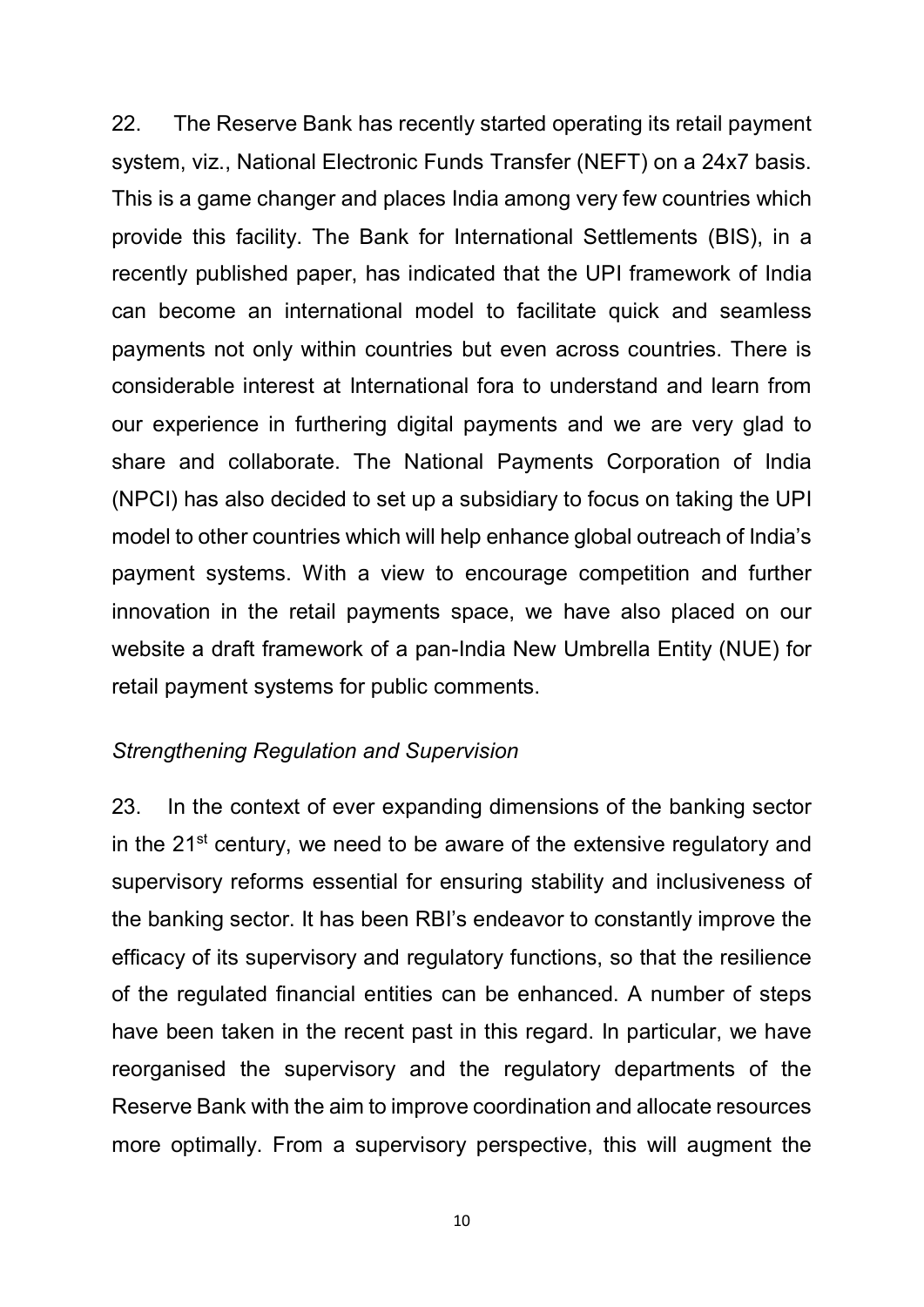22. The Reserve Bank has recently started operating its retail payment system, viz., National Electronic Funds Transfer (NEFT) on a 24x7 basis. This is a game changer and places India among very few countries which provide this facility. The Bank for International Settlements (BIS), in a recently published paper, has indicated that the UPI framework of India can become an international model to facilitate quick and seamless payments not only within countries but even across countries. There is considerable interest at International fora to understand and learn from our experience in furthering digital payments and we are very glad to share and collaborate. The National Payments Corporation of India (NPCI) has also decided to set up a subsidiary to focus on taking the UPI model to other countries which will help enhance global outreach of India's payment systems. With a view to encourage competition and further innovation in the retail payments space, we have also placed on our website a draft framework of a pan-India New Umbrella Entity (NUE) for retail payment systems for public comments.

*Strengthening Regulation and Supervision*

23. In the context of ever expanding dimensions of the banking sector in the 21st century, we need to be aware of the extensive regulatory and supervisory reforms essential for ensuring stability and inclusiveness of the banking sector. It has been RBI's endeavor to constantly improve the efficacy of its supervisory and regulatory functions, so that the resilience of the regulated financial entities can be enhanced. A number of steps have been taken in the recent past in this regard. In particular, we have reorganised the supervisory and the regulatory departments of the Reserve Bank with the aim to improve coordination and allocate resources more optimally. From a supervisory perspective, this will augment the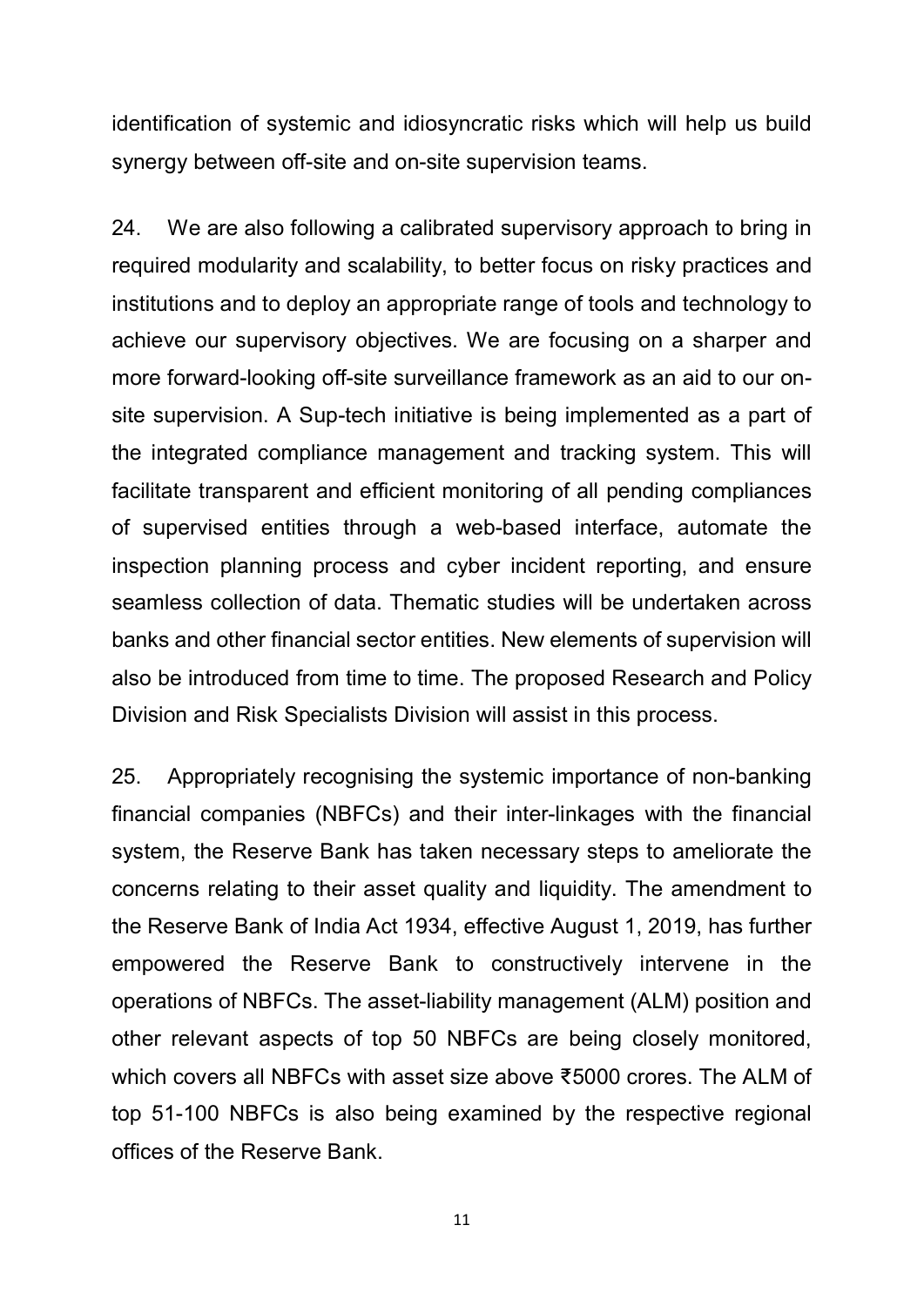identification of systemic and idiosyncratic risks which will help us build synergy between off-site and on-site supervision teams.

24. We are also following a calibrated supervisory approach to bring in required modularity and scalability, to better focus on risky practices and institutions and to deploy an appropriate range of tools and technology to achieve our supervisory objectives. We are focusing on a sharper and more forward-looking off-site surveillance framework as an aid to our on-site supervision. A Sup-tech initiative is being implemented as a part of the integrated compliance management and tracking system. This will facilitate transparent and efficient monitoring of all pending compliances of supervised entities through a web-based interface, automate the inspection planning process and cyber incident reporting, and ensure seamless collection of data. Thematic studies will be undertaken across banks and other financial sector entities. New elements of supervision will also be introduced from time to time. The proposed Research and Policy Division and Risk Specialists Division will assist in this process.

25. Appropriately recognising the systemic importance of non-banking financial companies (NBFCs) and their inter-linkages with the financial system, the Reserve Bank has taken necessary steps to ameliorate the concerns relating to their asset quality and liquidity. The amendment to the Reserve Bank of India Act 1934, effective August 1, 2019, has further empowered the Reserve Bank to constructively intervene in the operations of NBFCs. The asset-liability management (ALM) position and other relevant aspects of top 50 NBFCs are being closely monitored, which covers all NBFCs with asset size above ₹5000 crores. The ALM of top 51-100 NBFCs is also being examined by the respective regional offices of the Reserve Bank.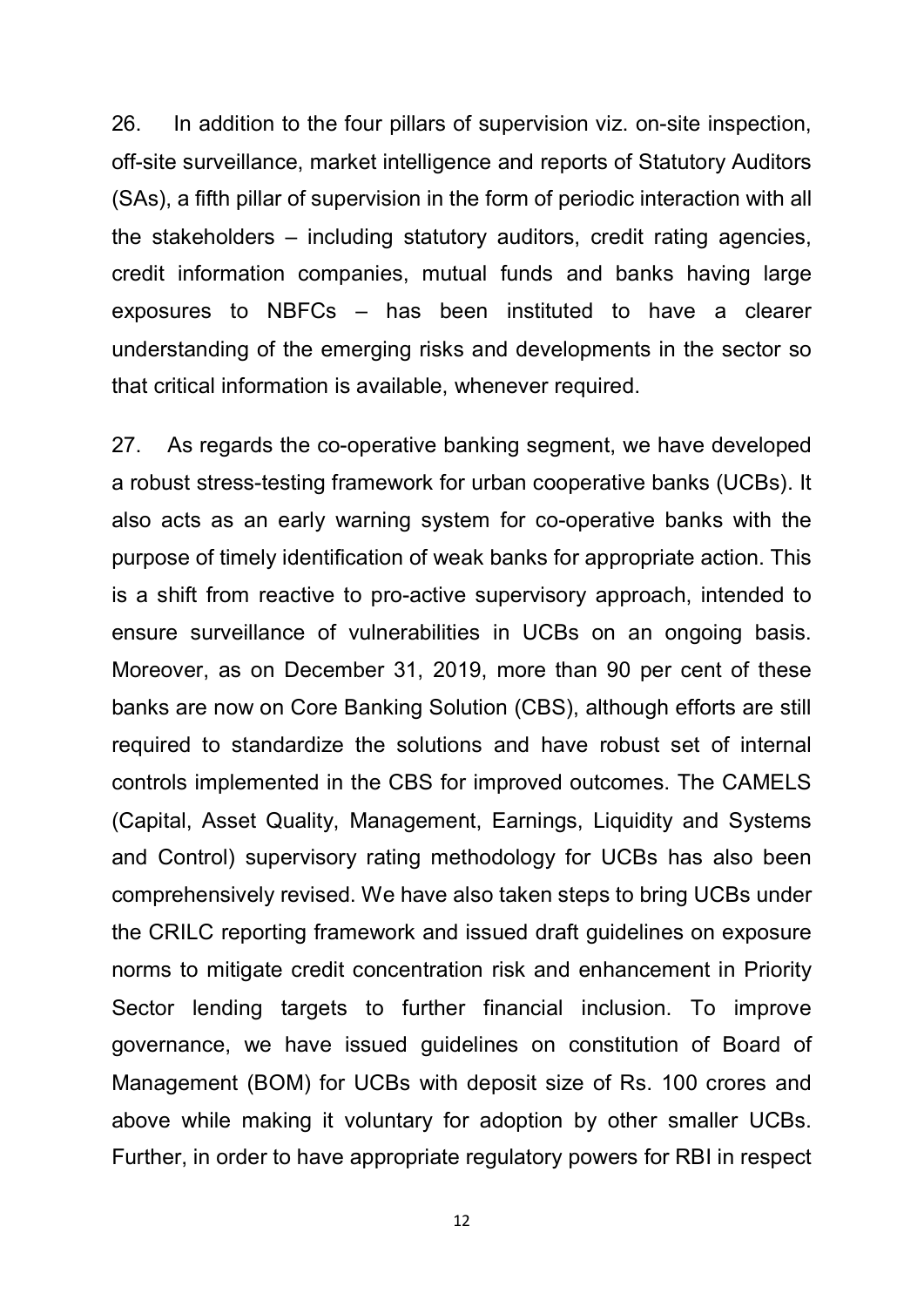26. In addition to the four pillars of supervision viz. on-site inspection, off-site surveillance, market intelligence and reports of Statutory Auditors (SAs), a fifth pillar of supervision in the form of periodic interaction with all the stakeholders – including statutory auditors, credit rating agencies, credit information companies, mutual funds and banks having large exposures to NBFCs – has been instituted to have a clearer understanding of the emerging risks and developments in the sector so that critical information is available, whenever required.

27. As regards the co-operative banking segment, we have developed a robust stress-testing framework for urban cooperative banks (UCBs). It also acts as an early warning system for co-operative banks with the purpose of timely identification of weak banks for appropriate action. This is a shift from reactive to pro-active supervisory approach, intended to ensure surveillance of vulnerabilities in UCBs on an ongoing basis. Moreover, as on December 31, 2019, more than 90 per cent of these banks are now on Core Banking Solution (CBS), although efforts are still required to standardize the solutions and have robust set of internal controls implemented in the CBS for improved outcomes. The CAMELS (Capital, Asset Quality, Management, Earnings, Liquidity and Systems and Control) supervisory rating methodology for UCBs has also been comprehensively revised. We have also taken steps to bring UCBs under the CRILC reporting framework and issued draft guidelines on exposure norms to mitigate credit concentration risk and enhancement in Priority Sector lending targets to further financial inclusion. To improve governance, we have issued guidelines on constitution of Board of Management (BOM) for UCBs with deposit size of Rs. 100 crores and above while making it voluntary for adoption by other smaller UCBs. Further, in order to have appropriate regulatory powers for RBI in respect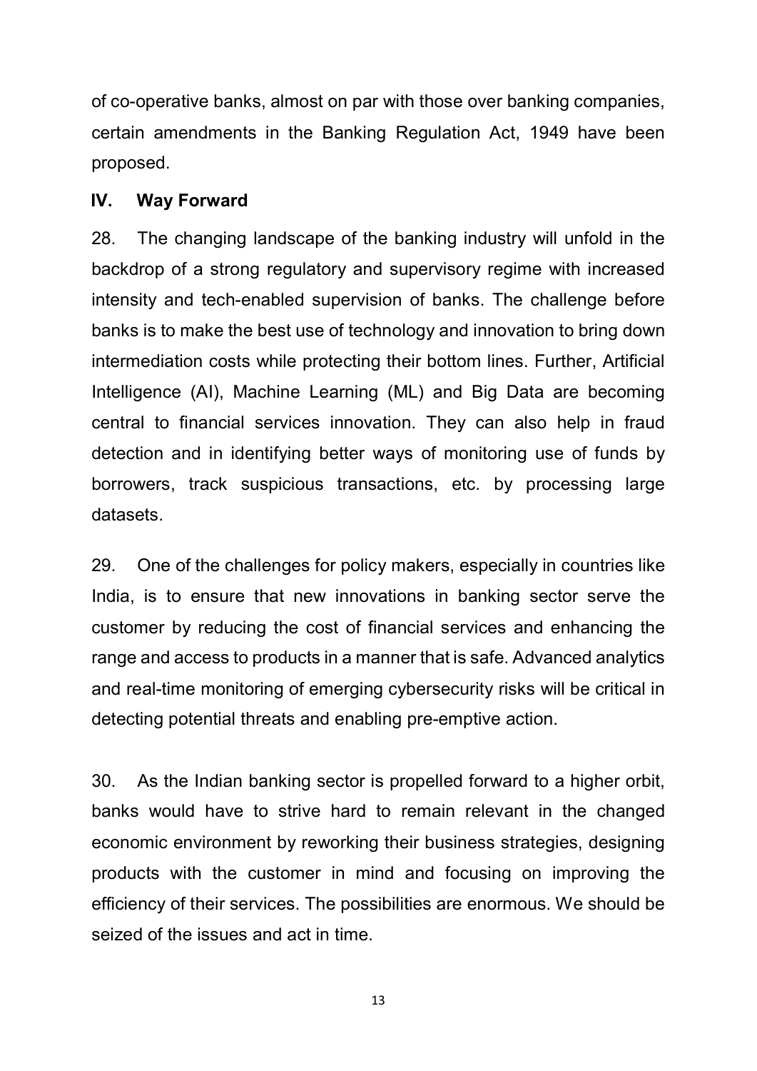of co-operative banks, almost on par with those over banking companies, certain amendments in the Banking Regulation Act, 1949 have been proposed.

## IV. Way Forward

28. The changing landscape of the banking industry will unfold in the backdrop of a strong regulatory and supervisory regime with increased intensity and tech-enabled supervision of banks. The challenge before banks is to make the best use of technology and innovation to bring down intermediation costs while protecting their bottom lines. Further, Artificial Intelligence (AI), Machine Learning (ML) and Big Data are becoming central to financial services innovation. They can also help in fraud detection and in identifying better ways of monitoring use of funds by borrowers, track suspicious transactions, etc. by processing large datasets.

29. One of the challenges for policy makers, especially in countries like India, is to ensure that new innovations in banking sector serve the customer by reducing the cost of financial services and enhancing the range and access to products in a manner that is safe. Advanced analytics and real-time monitoring of emerging cybersecurity risks will be critical in detecting potential threats and enabling pre-emptive action.

30. As the Indian banking sector is propelled forward to a higher orbit, banks would have to strive hard to remain relevant in the changed economic environment by reworking their business strategies, designing products with the customer in mind and focusing on improving the efficiency of their services. The possibilities are enormous. We should be seized of the issues and act in time.